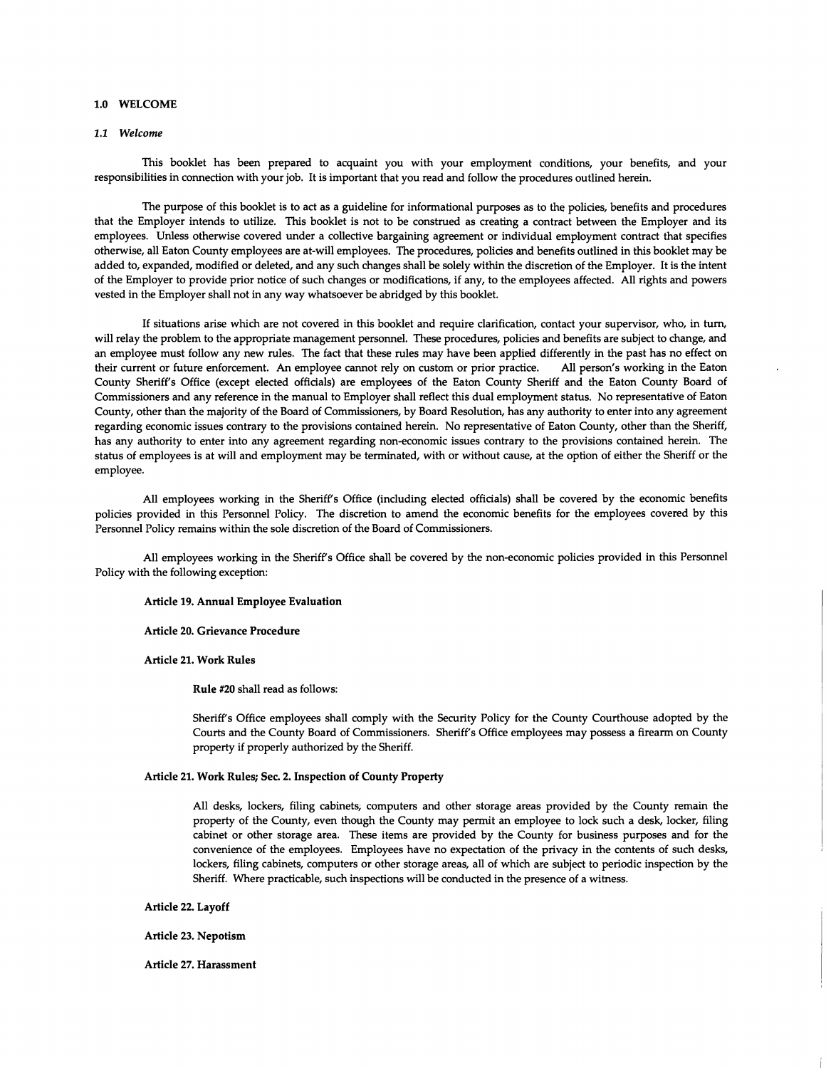## 1.0 WELCOME

### *1.1 Welcome*

This booklet has been prepared to acquaint you with your employment conditions, your benefits, and your responsibilities in connection with your job. It is important that you read and follow the procedures outlined herein.

The purpose of this booklet is to act as a guideline for informational purposes as to the policies, benefits and procedures that the Employer intends to utilize. This booklet is not to be construed as creating a contract between the Employer and its employees. Unless otherwise covered under a collective bargaining agreement or individual employment contract that specifies otherwise, all Eaton County employees are at-will employees. The procedures, policies and benefits outlined in this booklet may be added to, expanded, modified or deleted, and any such changes shall be solely within the discretion of the Employer. It is the intent of the Employer to provide prior notice of such changes or modifications, if any, to the employees affected. All rights and powers vested in the Employer shall not in any way whatsoever be abridged by this booklet.

If situations arise which are not covered in this booklet and require clarification, contact your supervisor, who, in turn, will relay the problem to the appropriate management personnel. These procedures, policies and benefits are subject to change, and an employee must follow any new rules. The fact that these rules may have been applied differently in the past has no effect on their current or future enforcement. An employee cannot rely on custom or prior practice. All person's working in the Eaton County Sheriff's Office (except elected officials) are employees of the Eaton County Sheriff and the Eaton County Board of Commissioners and any reference in the manual to Employer shall reflect this dual employment status. No representative of Eaton County, other than the majority of the Board of Commissioners, by Board Resolution, has any authority to enter into any agreement regarding economic issues contrary to the provisions contained herein. No representative of Eaton County, other than the Sheriff, has any authority to enter into any agreement regarding non-economic issues contrary to the provisions contained herein. The status of employees is at will and employment may be terminated, with or without cause, at the option of either the Sheriff or the employee.

All employees working in the Sheriff's Office (including elected officials) shall be covered by the economic benefits policies provided in this Personnel Policy. The discretion to amend the economic benefits for the employees covered by this Personnel Policy remains within the sole discretion of the Board of Commissioners.

All employees working in the Sheriff's Office shall be covered by the non-economic policies provided in this Personnel Policy with the following exception:

**Article 19. Annual Employee Evaluation**

**Article 20. Grievance Procedure**

**Article 21. Work Rules**

> **Rule #20** shall read as follows:
>
> Sheriff's Office employees shall comply with the Security Policy for the County Courthouse adopted by the Courts and the County Board of Commissioners. Sheriff's Office employees may possess a firearm on County property if properly authorized by the Sheriff.

**Article 21. Work Rules; Sec. 2. Inspection of County Property**

> All desks, lockers, filing cabinets, computers and other storage areas provided by the County remain the property of the County, even though the County may permit an employee to lock such a desk, locker, filing cabinet or other storage area. These items are provided by the County for business purposes and for the convenience of the employees. Employees have no expectation of the privacy in the contents of such desks, lockers, filing cabinets, computers or other storage areas, all of which are subject to periodic inspection by the Sheriff. Where practicable, such inspections will be conducted in the presence of a witness.

**Article 22. Layoff**

**Article 23. Nepotism**

**Article 27. Harassment**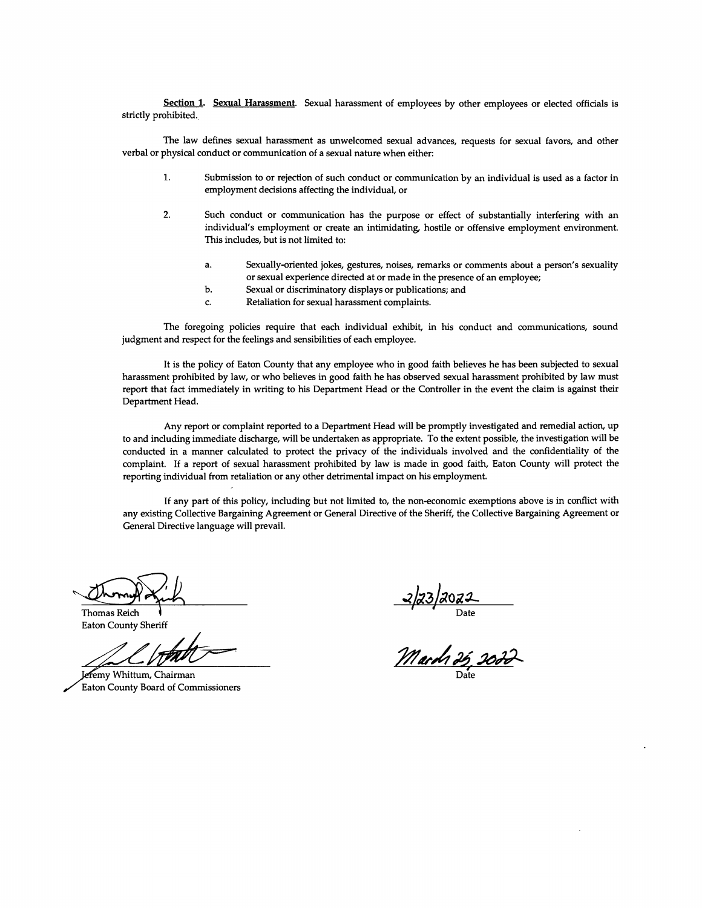**Section 1.** **Sexual Harassment**. Sexual harassment of employees by other employees or elected officials is strictly prohibited.

The law defines sexual harassment as unwelcomed sexual advances, requests for sexual favors, and other verbal or physical conduct or communication of a sexual nature when either:

1. Submission to or rejection of such conduct or communication by an individual is used as a factor in employment decisions affecting the individual, or

2. Such conduct or communication has the purpose or effect of substantially interfering with an individual's employment or create an intimidating, hostile or offensive employment environment. This includes, but is not limited to:

    a. Sexually-oriented jokes, gestures, noises, remarks or comments about a person's sexuality or sexual experience directed at or made in the presence of an employee;
    b. Sexual or discriminatory displays or publications; and
    c. Retaliation for sexual harassment complaints.

The foregoing policies require that each individual exhibit, in his conduct and communications, sound judgment and respect for the feelings and sensibilities of each employee.

It is the policy of Eaton County that any employee who in good faith believes he has been subjected to sexual harassment prohibited by law, or who believes in good faith he has observed sexual harassment prohibited by law must report that fact immediately in writing to his Department Head or the Controller in the event the claim is against their Department Head.

Any report or complaint reported to a Department Head will be promptly investigated and remedial action, up to and including immediate discharge, will be undertaken as appropriate. To the extent possible, the investigation will be conducted in a manner calculated to protect the privacy of the individuals involved and the confidentiality of the complaint. If a report of sexual harassment prohibited by law is made in good faith, Eaton County will protect the reporting individual from retaliation or any other detrimental impact on his employment.

If any part of this policy, including but not limited to, the non-economic exemptions above is in conflict with any existing Collective Bargaining Agreement or General Directive of the Sheriff, the Collective Bargaining Agreement or General Directive language will prevail.

Thomas Reich
Eaton County Sheriff

2/23/2022
Date

Jeremy Whittum, Chairman
Eaton County Board of Commissioners

March 25, 2022
Date